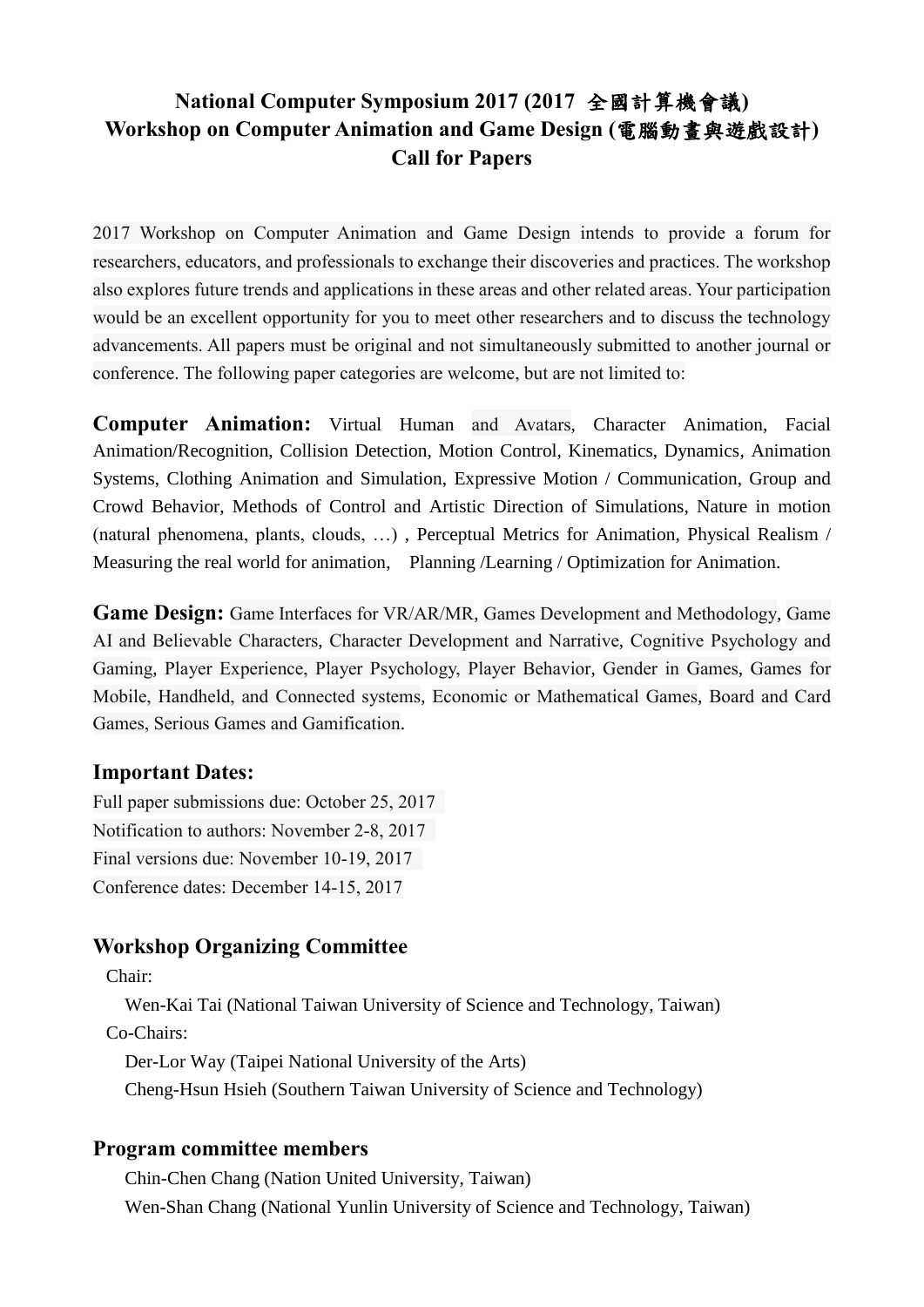# National Computer Symposium 2017 (2017 全國計算機會議)
# Workshop on Computer Animation and Game Design (電腦動畫與遊戲設計)
# Call for Papers

2017 Workshop on Computer Animation and Game Design intends to provide a forum for researchers, educators, and professionals to exchange their discoveries and practices. The workshop also explores future trends and applications in these areas and other related areas. Your participation would be an excellent opportunity for you to meet other researchers and to discuss the technology advancements. All papers must be original and not simultaneously submitted to another journal or conference. The following paper categories are welcome, but are not limited to:

**Computer Animation:** Virtual Human and Avatars, Character Animation, Facial Animation/Recognition, Collision Detection, Motion Control, Kinematics, Dynamics, Animation Systems, Clothing Animation and Simulation, Expressive Motion / Communication, Group and Crowd Behavior, Methods of Control and Artistic Direction of Simulations, Nature in motion (natural phenomena, plants, clouds, …) , Perceptual Metrics for Animation, Physical Realism / Measuring the real world for animation, Planning /Learning / Optimization for Animation.

**Game Design:** Game Interfaces for VR/AR/MR, Games Development and Methodology, Game AI and Believable Characters, Character Development and Narrative, Cognitive Psychology and Gaming, Player Experience, Player Psychology, Player Behavior, Gender in Games, Games for Mobile, Handheld, and Connected systems, Economic or Mathematical Games, Board and Card Games, Serious Games and Gamification.

### Important Dates:

Full paper submissions due: October 25, 2017
Notification to authors: November 2-8, 2017
Final versions due: November 10-19, 2017
Conference dates: December 14-15, 2017

### Workshop Organizing Committee

Chair:

Wen-Kai Tai (National Taiwan University of Science and Technology, Taiwan)

Co-Chairs:

Der-Lor Way (Taipei National University of the Arts)
Cheng-Hsun Hsieh (Southern Taiwan University of Science and Technology)

### Program committee members

Chin-Chen Chang (Nation United University, Taiwan)
Wen-Shan Chang (National Yunlin University of Science and Technology, Taiwan)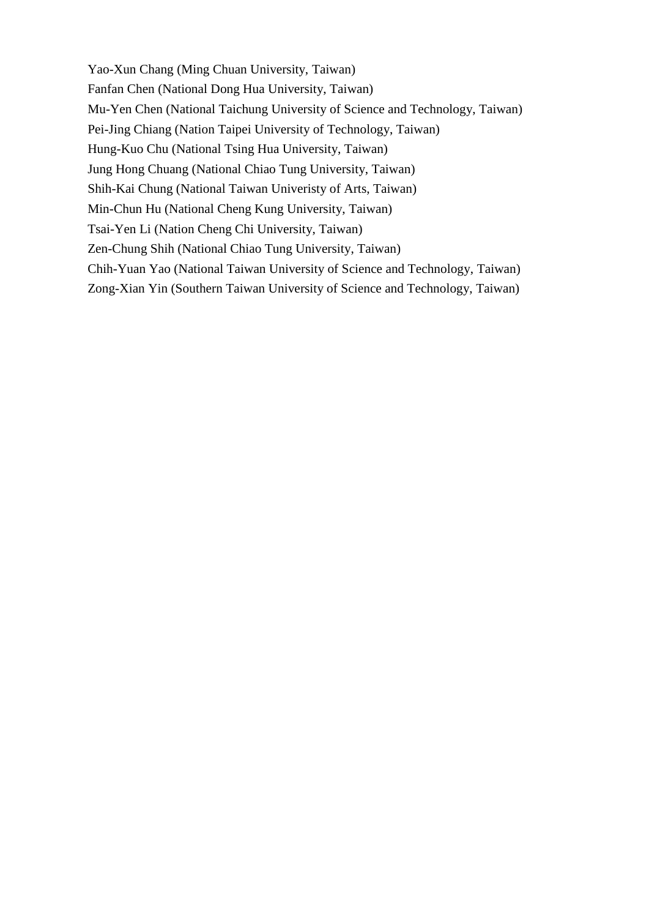Yao-Xun Chang (Ming Chuan University, Taiwan)

Fanfan Chen (National Dong Hua University, Taiwan)

Mu-Yen Chen (National Taichung University of Science and Technology, Taiwan)

Pei-Jing Chiang (Nation Taipei University of Technology, Taiwan)

Hung-Kuo Chu (National Tsing Hua University, Taiwan)

Jung Hong Chuang (National Chiao Tung University, Taiwan)

Shih-Kai Chung (National Taiwan Univeristy of Arts, Taiwan)

Min-Chun Hu (National Cheng Kung University, Taiwan)

Tsai-Yen Li (Nation Cheng Chi University, Taiwan)

Zen-Chung Shih (National Chiao Tung University, Taiwan)

Chih-Yuan Yao (National Taiwan University of Science and Technology, Taiwan)

Zong-Xian Yin (Southern Taiwan University of Science and Technology, Taiwan)